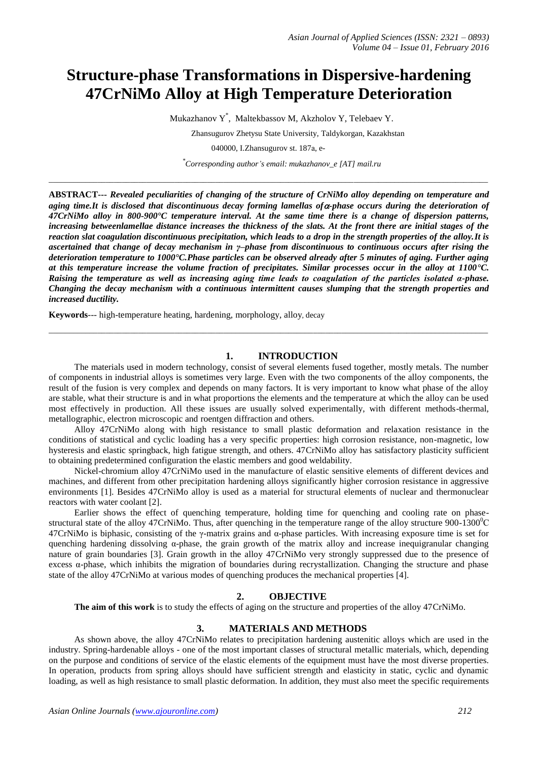# Structure-phase Transformations in Dispersive-hardening 47CrNiMo Alloy at High Temperature Deterioration

Mukazhanov Y[*], Maltekbassov M, Akzholov Y, Telebaev Y.

Zhansugurov Zhetysu State University, Taldykorgan, Kazakhstan

040000, I.Zhansugurov st. 187a, e-

[*]*Corresponding author's email: mukazhanov_e [AT] mail.ru*

---

**ABSTRACT---** ***Revealed peculiarities of changing of the structure of CrNiMo alloy depending on temperature and aging time.It is disclosed that discontinuous decay forming lamellas of α-phase occurs during the deterioration of 47CrNiMo alloy in 800-900°C temperature interval. At the same time there is a change of dispersion patterns, increasing betweenlamellae distance increases the thickness of the slats. At the front there are initial stages of the reaction slat coagulation discontinuous precipitation, which leads to a drop in the strength properties of the alloy.It is ascertained that change of decay mechanism in γ–phase from discontinuous to continuous occurs after rising the deterioration temperature to 1000°C.Phase particles can be observed already after 5 minutes of aging. Further aging at this temperature increase the volume fraction of precipitates. Similar processes occur in the alloy at 1100°C. Raising the temperature as well as increasing aging time leads to coagulation of the particles isolated α-phase. Changing the decay mechanism with a continuous intermittent causes slumping that the strength properties and increased ductility.***

**Keywords**--- high-temperature heating, hardening, morphology, alloy, decay

---

## 1. INTRODUCTION

The materials used in modern technology, consist of several elements fused together, mostly metals. The number of components in industrial alloys is sometimes very large. Even with the two components of the alloy components, the result of the fusion is very complex and depends on many factors. It is very important to know what phase of the alloy are stable, what their structure is and in what proportions the elements and the temperature at which the alloy can be used most effectively in production. All these issues are usually solved experimentally, with different methods-thermal, metallographic, electron microscopic and roentgen diffraction and others.

Alloy 47CrNiMo along with high resistance to small plastic deformation and relaxation resistance in the conditions of statistical and cyclic loading has a very specific properties: high corrosion resistance, non-magnetic, low hysteresis and elastic springback, high fatigue strength, and others. 47CrNiMo alloy has satisfactory plasticity sufficient to obtaining predetermined configuration the elastic members and good weldability.

Nickel-chromium alloy 47CrNiMo used in the manufacture of elastic sensitive elements of different devices and machines, and different from other precipitation hardening alloys significantly higher corrosion resistance in aggressive environments [1]. Besides 47CrNiMo alloy is used as a material for structural elements of nuclear and thermonuclear reactors with water coolant [2].

Earlier shows the effect of quenching temperature, holding time for quenching and cooling rate on phase-structural state of the alloy 47CrNiMo. Thus, after quenching in the temperature range of the alloy structure 900-1300$^0$C 47CrNiMo is biphasic, consisting of the γ-matrix grains and α-phase particles. With increasing exposure time is set for quenching hardening dissolving α-phase, the grain growth of the matrix alloy and increase inequigranular changing nature of grain boundaries [3]. Grain growth in the alloy 47CrNiMo very strongly suppressed due to the presence of excess α-phase, which inhibits the migration of boundaries during recrystallization. Changing the structure and phase state of the alloy 47CrNiMo at various modes of quenching produces the mechanical properties [4].

## 2. OBJECTIVE

**The aim of this work** is to study the effects of aging on the structure and properties of the alloy 47CrNiMo.

## 3. MATERIALS AND METHODS

As shown above, the alloy 47CrNiMo relates to precipitation hardening austenitic alloys which are used in the industry. Spring-hardenable alloys - one of the most important classes of structural metallic materials, which, depending on the purpose and conditions of service of the elastic elements of the equipment must have the most diverse properties. In operation, products from spring alloys should have sufficient strength and elasticity in static, cyclic and dynamic loading, as well as high resistance to small plastic deformation. In addition, they must also meet the specific requirements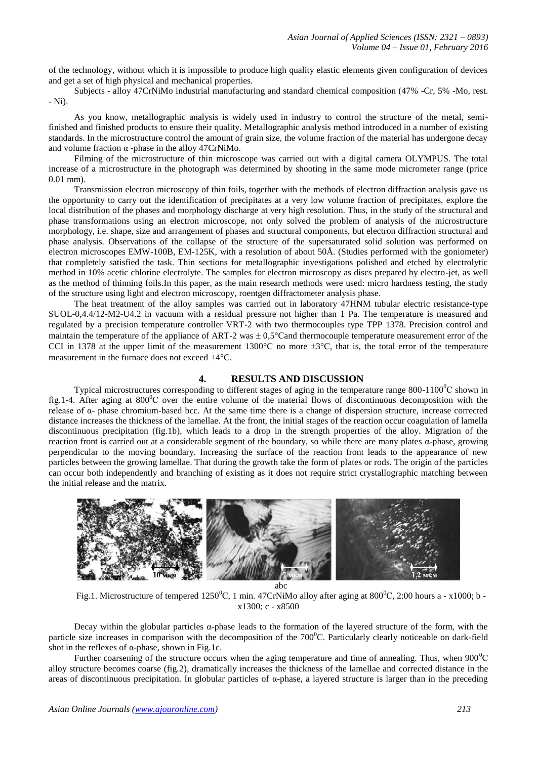of the technology, without which it is impossible to produce high quality elastic elements given configuration of devices and get a set of high physical and mechanical properties.

Subjects - alloy 47CrNiMo industrial manufacturing and standard chemical composition (47% -Cr, 5% -Mo, rest. - Ni).

As you know, metallographic analysis is widely used in industry to control the structure of the metal, semi-finished and finished products to ensure their quality. Metallographic analysis method introduced in a number of existing standards. In the microstructure control the amount of grain size, the volume fraction of the material has undergone decay and volume fraction α -phase in the alloy 47CrNiMo.

Filming of the microstructure of thin microscope was carried out with a digital camera OLYMPUS. The total increase of a microstructure in the photograph was determined by shooting in the same mode micrometer range (price 0.01 mm).

Transmission electron microscopy of thin foils, together with the methods of electron diffraction analysis gave us the opportunity to carry out the identification of precipitates at a very low volume fraction of precipitates, explore the local distribution of the phases and morphology discharge at very high resolution. Thus, in the study of the structural and phase transformations using an electron microscope, not only solved the problem of analysis of the microstructure morphology, i.e. shape, size and arrangement of phases and structural components, but electron diffraction structural and phase analysis. Observations of the collapse of the structure of the supersaturated solid solution was performed on electron microscopes EMW-100B, EM-125K, with a resolution of about 50Å. (Studies performed with the goniometer) that completely satisfied the task. Thin sections for metallographic investigations polished and etched by electrolytic method in 10% acetic chlorine electrolyte. The samples for electron microscopy as discs prepared by electro-jet, as well as the method of thinning foils.In this paper, as the main research methods were used: micro hardness testing, the study of the structure using light and electron microscopy, roentgen diffractometer analysis phase.

The heat treatment of the alloy samples was carried out in laboratory 47HNM tubular electric resistance-type SUOL-0,4.4/12-M2-U4.2 in vacuum with a residual pressure not higher than 1 Pa. The temperature is measured and regulated by a precision temperature controller VRT-2 with two thermocouples type TPP 1378. Precision control and maintain the temperature of the appliance of ART-2 was ± 0,5°Cand thermocouple temperature measurement error of the CCI in 1378 at the upper limit of the measurement 1300°C no more ±3°C, that is, the total error of the temperature measurement in the furnace does not exceed ±4°C.

## 4. RESULTS AND DISCUSSION

Typical microstructures corresponding to different stages of aging in the temperature range 800-1100$^0$C shown in fig.1-4. After aging at 800$^0$C over the entire volume of the material flows of discontinuous decomposition with the release of α- phase chromium-based bcc. At the same time there is a change of dispersion structure, increase corrected distance increases the thickness of the lamellae. At the front, the initial stages of the reaction occur coagulation of lamella discontinuous precipitation (fig.1b), which leads to a drop in the strength properties of the alloy. Migration of the reaction front is carried out at a considerable segment of the boundary, so while there are many plates α-phase, growing perpendicular to the moving boundary. Increasing the surface of the reaction front leads to the appearance of new particles between the growing lamellae. That during the growth take the form of plates or rods. The origin of the particles can occur both independently and branching of existing as it does not require strict crystallographic matching between the initial release and the matrix.

abc

Fig.1. Microstructure of tempered 1250$^0$C, 1 min. 47CrNiMo alloy after aging at 800$^0$C, 2:00 hours a - x1000; b - x1300; c - x8500

Decay within the globular particles α-phase leads to the formation of the layered structure of the form, with the particle size increases in comparison with the decomposition of the 700$^0$C. Particularly clearly noticeable on dark-field shot in the reflexes of α-phase, shown in Fig.1c.

Further coarsening of the structure occurs when the aging temperature and time of annealing. Thus, when 900$^0$C alloy structure becomes coarse (fig.2), dramatically increases the thickness of the lamellae and corrected distance in the areas of discontinuous precipitation. In globular particles of α-phase, a layered structure is larger than in the preceding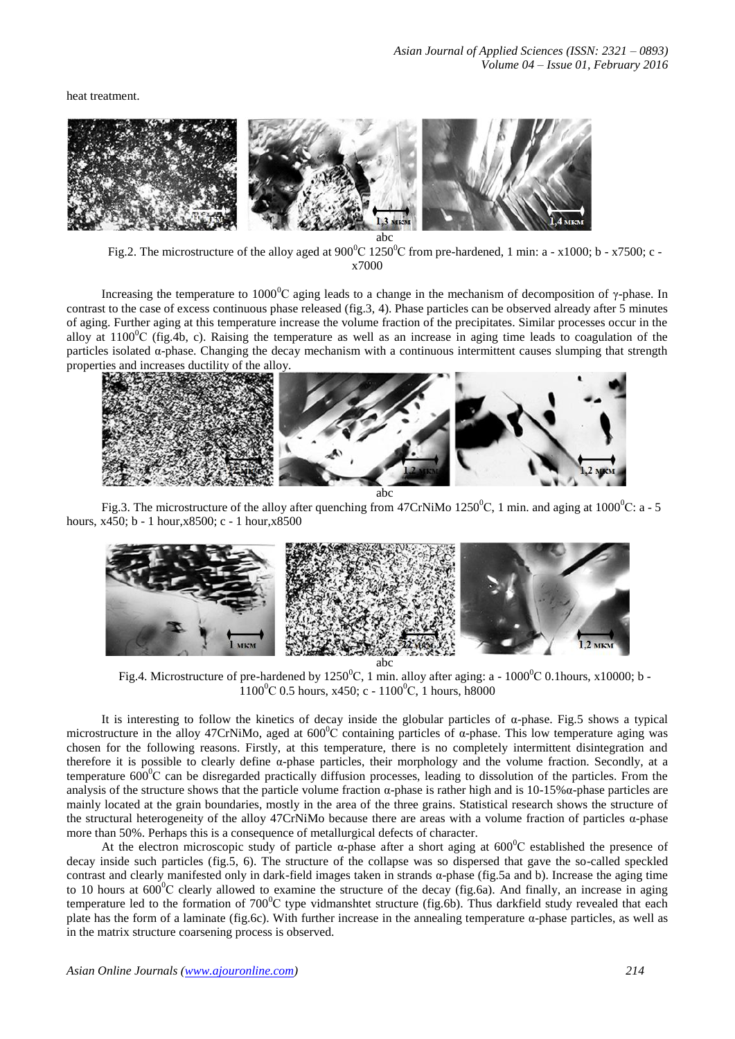heat treatment.

abc

Fig.2. The microstructure of the alloy aged at 900$^0$C 1250$^0$C from pre-hardened, 1 min: a - x1000; b - x7500; c - x7000

Increasing the temperature to 1000$^0$C aging leads to a change in the mechanism of decomposition of γ-phase. In contrast to the case of excess continuous phase released (fig.3, 4). Phase particles can be observed already after 5 minutes of aging. Further aging at this temperature increase the volume fraction of the precipitates. Similar processes occur in the alloy at 1100$^0$C (fig.4b, c). Raising the temperature as well as an increase in aging time leads to coagulation of the particles isolated α-phase. Changing the decay mechanism with a continuous intermittent causes slumping that strength properties and increases ductility of the alloy.

abc

Fig.3. The microstructure of the alloy after quenching from 47CrNiMo 1250$^0$C, 1 min. and aging at 1000$^0$C: a - 5 hours, x450; b - 1 hour,x8500; c - 1 hour,x8500

abc

Fig.4. Microstructure of pre-hardened by 1250$^0$C, 1 min. alloy after aging: a - 1000$^0$C 0.1hours, x10000; b - 1100$^0$C 0.5 hours, x450; c - 1100$^0$C, 1 hours, h8000

It is interesting to follow the kinetics of decay inside the globular particles of α-phase. Fig.5 shows a typical microstructure in the alloy 47CrNiMo, aged at 600$^0$C containing particles of α-phase. This low temperature aging was chosen for the following reasons. Firstly, at this temperature, there is no completely intermittent disintegration and therefore it is possible to clearly define α-phase particles, their morphology and the volume fraction. Secondly, at a temperature 600$^0$C can be disregarded practically diffusion processes, leading to dissolution of the particles. From the analysis of the structure shows that the particle volume fraction α-phase is rather high and is 10-15%α-phase particles are mainly located at the grain boundaries, mostly in the area of the three grains. Statistical research shows the structure of the structural heterogeneity of the alloy 47CrNiMo because there are areas with a volume fraction of particles α-phase more than 50%. Perhaps this is a consequence of metallurgical defects of character.

At the electron microscopic study of particle α-phase after a short aging at 600$^0$C established the presence of decay inside such particles (fig.5, 6). The structure of the collapse was so dispersed that gave the so-called speckled contrast and clearly manifested only in dark-field images taken in strands α-phase (fig.5a and b). Increase the aging time to 10 hours at 600$^0$C clearly allowed to examine the structure of the decay (fig.6a). And finally, an increase in aging temperature led to the formation of 700$^0$C type vidmanshtet structure (fig.6b). Thus darkfield study revealed that each plate has the form of a laminate (fig.6c). With further increase in the annealing temperature α-phase particles, as well as in the matrix structure coarsening process is observed.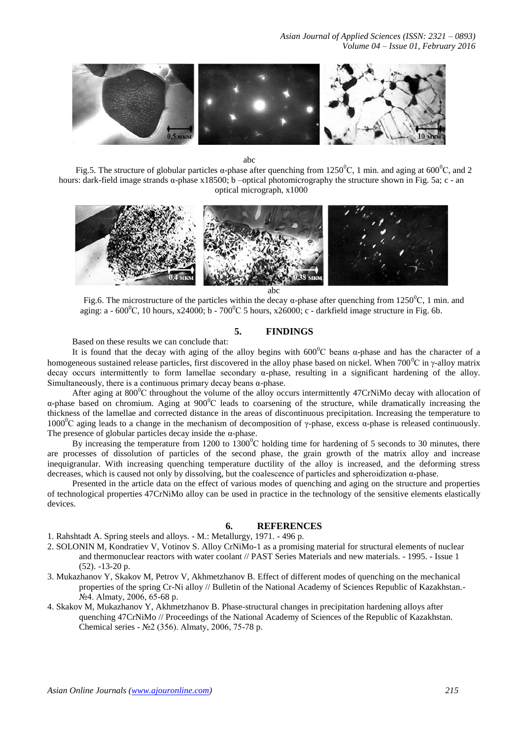abc

Fig.5. The structure of globular particles α-phase after quenching from $1250^0$C, 1 min. and aging at $600^0$C, and 2 hours: dark-field image strands α-phase x18500; b –optical photomicrography the structure shown in Fig. 5a; c - an optical micrograph, x1000

abc

Fig.6. The microstructure of the particles within the decay α-phase after quenching from $1250^0$C, 1 min. and aging: a - $600^0$C, 10 hours, x24000; b - $700^0$C 5 hours, x26000; c - darkfield image structure in Fig. 6b.

## 5. FINDINGS

Based on these results we can conclude that:

It is found that the decay with aging of the alloy begins with $600^0$C beans α-phase and has the character of a homogeneous sustained release particles, first discovered in the alloy phase based on nickel. When $700^0$C in γ-alloy matrix decay occurs intermittently to form lamellae secondary α-phase, resulting in a significant hardening of the alloy. Simultaneously, there is a continuous primary decay beans α-phase.

After aging at $800^0$C throughout the volume of the alloy occurs intermittently 47CrNiMo decay with allocation of α-phase based on chromium. Aging at $900^0$C leads to coarsening of the structure, while dramatically increasing the thickness of the lamellae and corrected distance in the areas of discontinuous precipitation. Increasing the temperature to $1000^0$C aging leads to a change in the mechanism of decomposition of γ-phase, excess α-phase is released continuously. The presence of globular particles decay inside the α-phase.

By increasing the temperature from 1200 to $1300^0$C holding time for hardening of 5 seconds to 30 minutes, there are processes of dissolution of particles of the second phase, the grain growth of the matrix alloy and increase inequigranular. With increasing quenching temperature ductility of the alloy is increased, and the deforming stress decreases, which is caused not only by dissolving, but the coalescence of particles and spheroidization α-phase.

Presented in the article data on the effect of various modes of quenching and aging on the structure and properties of technological properties 47CrNiMo alloy can be used in practice in the technology of the sensitive elements elastically devices.

## 6. REFERENCES

1. Rahshtadt A. Spring steels and alloys. - M.: Metallurgy, 1971. - 496 p.
2. SOLONIN M, Kondratiev V, Votinov S. Alloy CrNiMo-1 as a promising material for structural elements of nuclear and thermonuclear reactors with water coolant // PAST Series Materials and new materials. - 1995. - Issue 1 (52). -13-20 p.
3. Mukazhanov Y, Skakov M, Petrov V, Akhmetzhanov B. Effect of different modes of quenching on the mechanical properties of the spring Cr-Ni alloy // Bulletin of the National Academy of Sciences Republic of Kazakhstan.- №4. Almaty, 2006, 65-68 p.
4. Skakov M, Mukazhanov Y, Akhmetzhanov B. Phase-structural changes in precipitation hardening alloys after quenching 47CrNiMo // Proceedings of the National Academy of Sciences of the Republic of Kazakhstan. Chemical series - №2 (356). Almaty, 2006, 75-78 p.